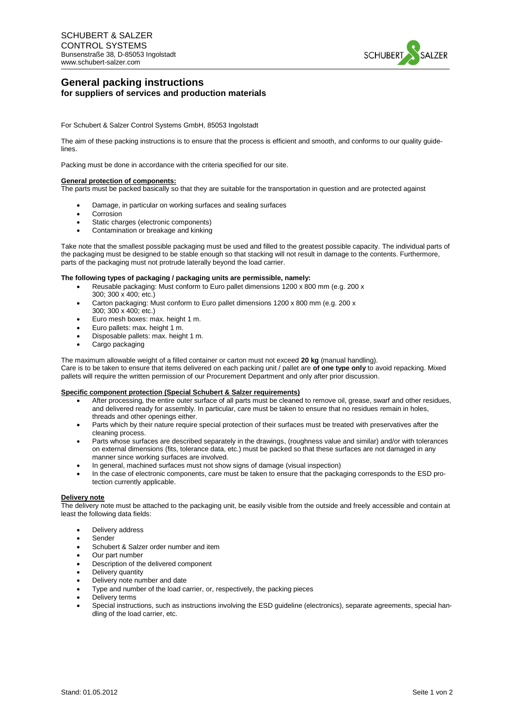SCHUBERT & SALZER
CONTROL SYSTEMS
Bunsenstraße 38, D-85053 Ingolstadt
www.schubert-salzer.com

# General packing instructions
## for suppliers of services and production materials

For Schubert & Salzer Control Systems GmbH, 85053 Ingolstadt

The aim of these packing instructions is to ensure that the process is efficient and smooth, and conforms to our quality guidelines.

Packing must be done in accordance with the criteria specified for our site.

**General protection of components:**

The parts must be packed basically so that they are suitable for the transportation in question and are protected against

- Damage, in particular on working surfaces and sealing surfaces
- Corrosion
- Static charges (electronic components)
- Contamination or breakage and kinking

Take note that the smallest possible packaging must be used and filled to the greatest possible capacity. The individual parts of the packaging must be designed to be stable enough so that stacking will not result in damage to the contents. Furthermore, parts of the packaging must not protrude laterally beyond the load carrier.

**The following types of packaging / packaging units are permissible, namely:**

- Reusable packaging: Must conform to Euro pallet dimensions 1200 x 800 mm (e.g. 200 x 300; 300 x 400; etc.)
- Carton packaging: Must conform to Euro pallet dimensions 1200 x 800 mm (e.g. 200 x 300; 300 x 400; etc.)
- Euro mesh boxes: max. height 1 m.
- Euro pallets: max. height 1 m.
- Disposable pallets: max. height 1 m.
- Cargo packaging

The maximum allowable weight of a filled container or carton must not exceed **20 kg** (manual handling).
Care is to be taken to ensure that items delivered on each packing unit / pallet are **of one type only** to avoid repacking. Mixed pallets will require the written permission of our Procurement Department and only after prior discussion.

**Specific component protection (Special Schubert & Salzer requirements)**

- After processing, the entire outer surface of all parts must be cleaned to remove oil, grease, swarf and other residues, and delivered ready for assembly. In particular, care must be taken to ensure that no residues remain in holes, threads and other openings either.
- Parts which by their nature require special protection of their surfaces must be treated with preservatives after the cleaning process.
- Parts whose surfaces are described separately in the drawings, (roughness value and similar) and/or with tolerances on external dimensions (fits, tolerance data, etc.) must be packed so that these surfaces are not damaged in any manner since working surfaces are involved.
- In general, machined surfaces must not show signs of damage (visual inspection)
- In the case of electronic components, care must be taken to ensure that the packaging corresponds to the ESD protection currently applicable.

**Delivery note**

The delivery note must be attached to the packaging unit, be easily visible from the outside and freely accessible and contain at least the following data fields:

- Delivery address
- Sender
- Schubert & Salzer order number and item
- Our part number
- Description of the delivered component
- Delivery quantity
- Delivery note number and date
- Type and number of the load carrier, or, respectively, the packing pieces
- Delivery terms
- Special instructions, such as instructions involving the ESD guideline (electronics), separate agreements, special handling of the load carrier, etc.

Stand: 01.05.2012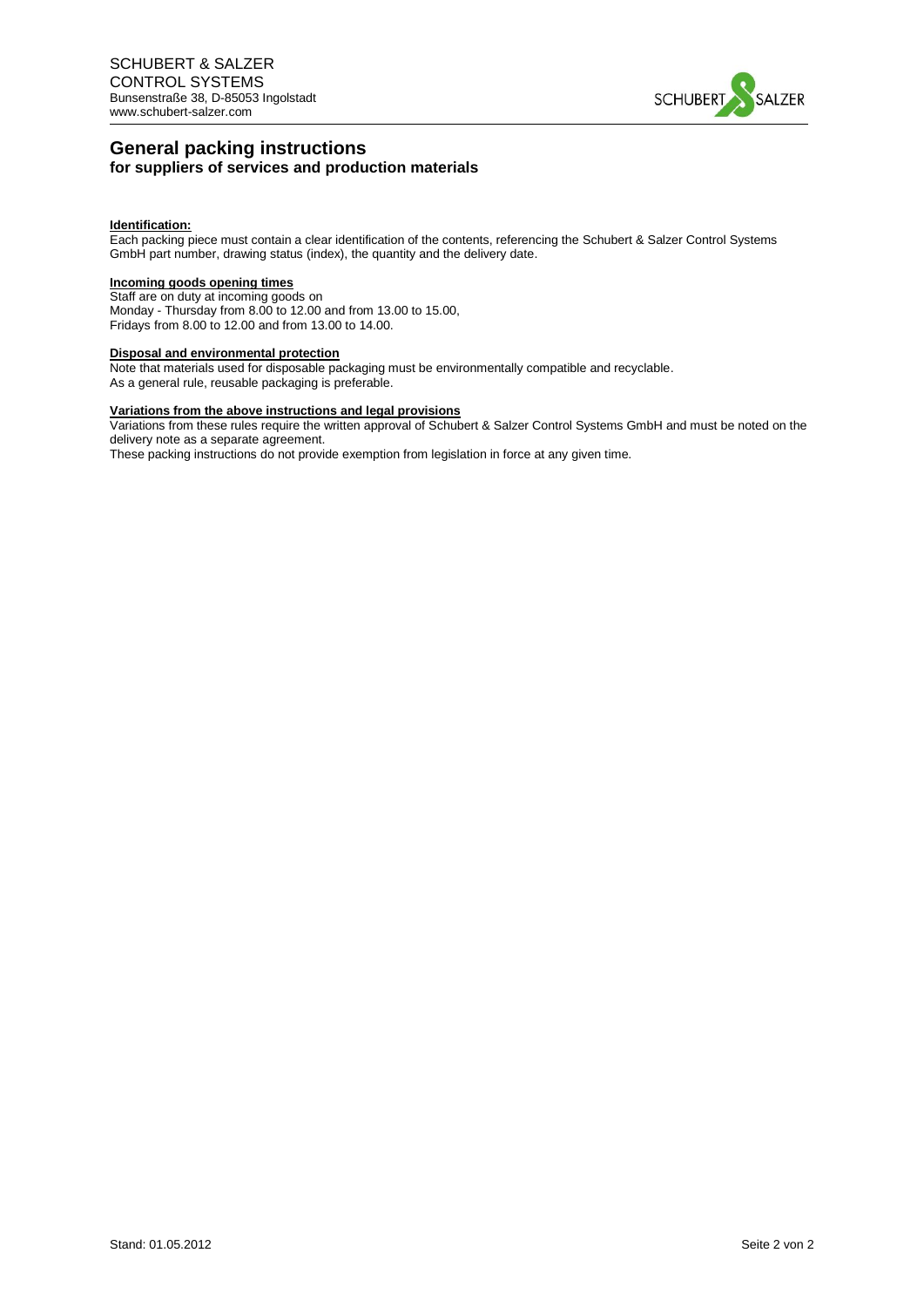SCHUBERT & SALZER
CONTROL SYSTEMS
Bunsenstraße 38, D-85053 Ingolstadt
www.schubert-salzer.com

# General packing instructions
## for suppliers of services and production materials

**Identification:**
Each packing piece must contain a clear identification of the contents, referencing the Schubert & Salzer Control Systems GmbH part number, drawing status (index), the quantity and the delivery date.

**Incoming goods opening times**
Staff are on duty at incoming goods on
Monday - Thursday from 8.00 to 12.00 and from 13.00 to 15.00,
Fridays from 8.00 to 12.00 and from 13.00 to 14.00.

**Disposal and environmental protection**
Note that materials used for disposable packaging must be environmentally compatible and recyclable.
As a general rule, reusable packaging is preferable.

**Variations from the above instructions and legal provisions**
Variations from these rules require the written approval of Schubert & Salzer Control Systems GmbH and must be noted on the delivery note as a separate agreement.
These packing instructions do not provide exemption from legislation in force at any given time.

Stand: 01.05.2012